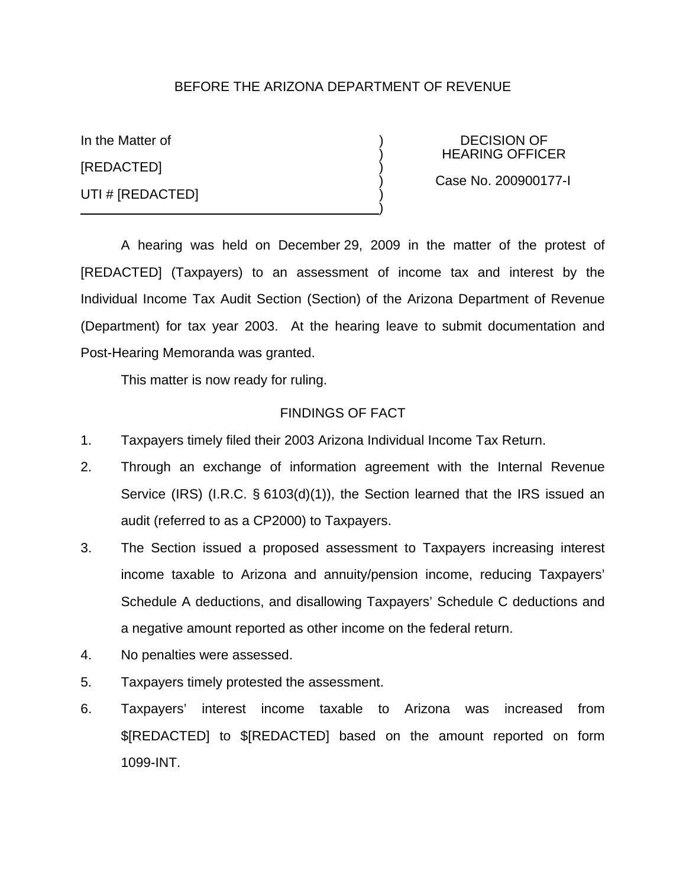BEFORE THE ARIZONA DEPARTMENT OF REVENUE

| In the Matter of | DECISION OF HEARING OFFICER |
| --- | --- |
| [REDACTED] | Case No. 200900177-I |
| UTI # [REDACTED] | |

A hearing was held on December 29, 2009 in the matter of the protest of [REDACTED] (Taxpayers) to an assessment of income tax and interest by the Individual Income Tax Audit Section (Section) of the Arizona Department of Revenue (Department) for tax year 2003. At the hearing leave to submit documentation and Post-Hearing Memoranda was granted.

This matter is now ready for ruling.

FINDINGS OF FACT

1. Taxpayers timely filed their 2003 Arizona Individual Income Tax Return.
2. Through an exchange of information agreement with the Internal Revenue Service (IRS) (I.R.C. § 6103(d)(1)), the Section learned that the IRS issued an audit (referred to as a CP2000) to Taxpayers.
3. The Section issued a proposed assessment to Taxpayers increasing interest income taxable to Arizona and annuity/pension income, reducing Taxpayers' Schedule A deductions, and disallowing Taxpayers' Schedule C deductions and a negative amount reported as other income on the federal return.
4. No penalties were assessed.
5. Taxpayers timely protested the assessment.
6. Taxpayers' interest income taxable to Arizona was increased from $[REDACTED] to $[REDACTED] based on the amount reported on form 1099-INT.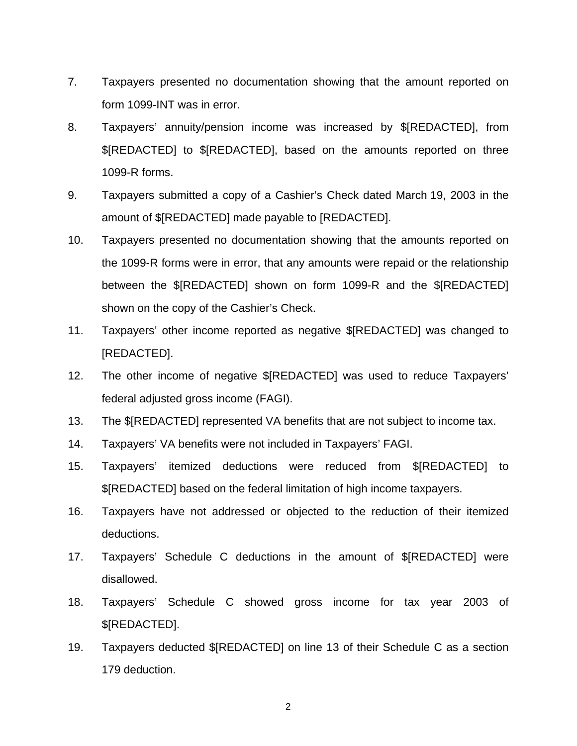7. Taxpayers presented no documentation showing that the amount reported on form 1099-INT was in error.

8. Taxpayers' annuity/pension income was increased by $[REDACTED], from $[REDACTED] to $[REDACTED], based on the amounts reported on three 1099-R forms.

9. Taxpayers submitted a copy of a Cashier's Check dated March 19, 2003 in the amount of $[REDACTED] made payable to [REDACTED].

10. Taxpayers presented no documentation showing that the amounts reported on the 1099-R forms were in error, that any amounts were repaid or the relationship between the $[REDACTED] shown on form 1099-R and the $[REDACTED] shown on the copy of the Cashier's Check.

11. Taxpayers' other income reported as negative $[REDACTED] was changed to [REDACTED].

12. The other income of negative $[REDACTED] was used to reduce Taxpayers' federal adjusted gross income (FAGI).

13. The $[REDACTED] represented VA benefits that are not subject to income tax.

14. Taxpayers' VA benefits were not included in Taxpayers' FAGI.

15. Taxpayers' itemized deductions were reduced from $[REDACTED] to $[REDACTED] based on the federal limitation of high income taxpayers.

16. Taxpayers have not addressed or objected to the reduction of their itemized deductions.

17. Taxpayers' Schedule C deductions in the amount of $[REDACTED] were disallowed.

18. Taxpayers' Schedule C showed gross income for tax year 2003 of $[REDACTED].

19. Taxpayers deducted $[REDACTED] on line 13 of their Schedule C as a section 179 deduction.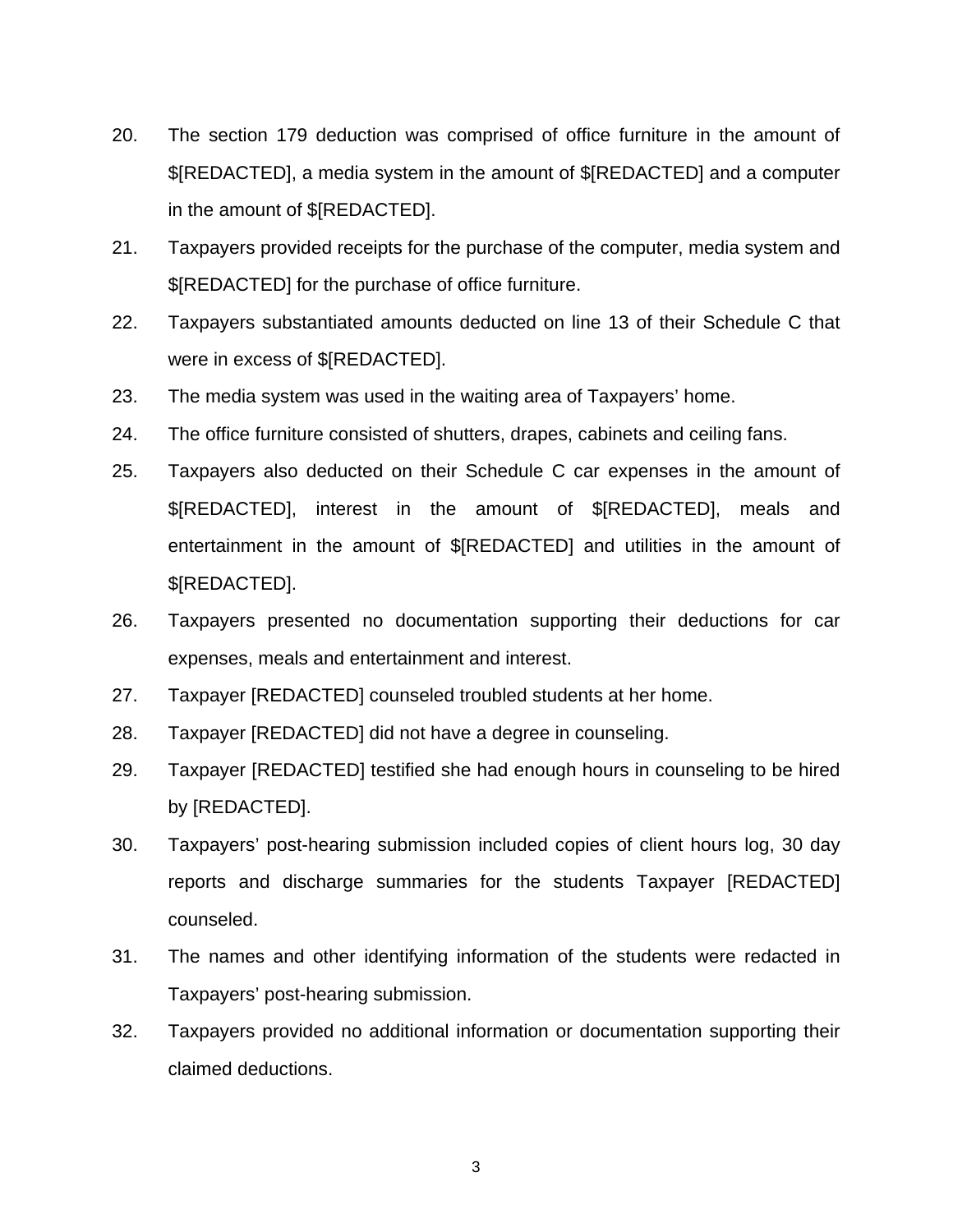20. The section 179 deduction was comprised of office furniture in the amount of $[REDACTED], a media system in the amount of $[REDACTED] and a computer in the amount of $[REDACTED].

21. Taxpayers provided receipts for the purchase of the computer, media system and $[REDACTED] for the purchase of office furniture.

22. Taxpayers substantiated amounts deducted on line 13 of their Schedule C that were in excess of $[REDACTED].

23. The media system was used in the waiting area of Taxpayers' home.

24. The office furniture consisted of shutters, drapes, cabinets and ceiling fans.

25. Taxpayers also deducted on their Schedule C car expenses in the amount of $[REDACTED], interest in the amount of $[REDACTED], meals and entertainment in the amount of $[REDACTED] and utilities in the amount of $[REDACTED].

26. Taxpayers presented no documentation supporting their deductions for car expenses, meals and entertainment and interest.

27. Taxpayer [REDACTED] counseled troubled students at her home.

28. Taxpayer [REDACTED] did not have a degree in counseling.

29. Taxpayer [REDACTED] testified she had enough hours in counseling to be hired by [REDACTED].

30. Taxpayers' post-hearing submission included copies of client hours log, 30 day reports and discharge summaries for the students Taxpayer [REDACTED] counseled.

31. The names and other identifying information of the students were redacted in Taxpayers' post-hearing submission.

32. Taxpayers provided no additional information or documentation supporting their claimed deductions.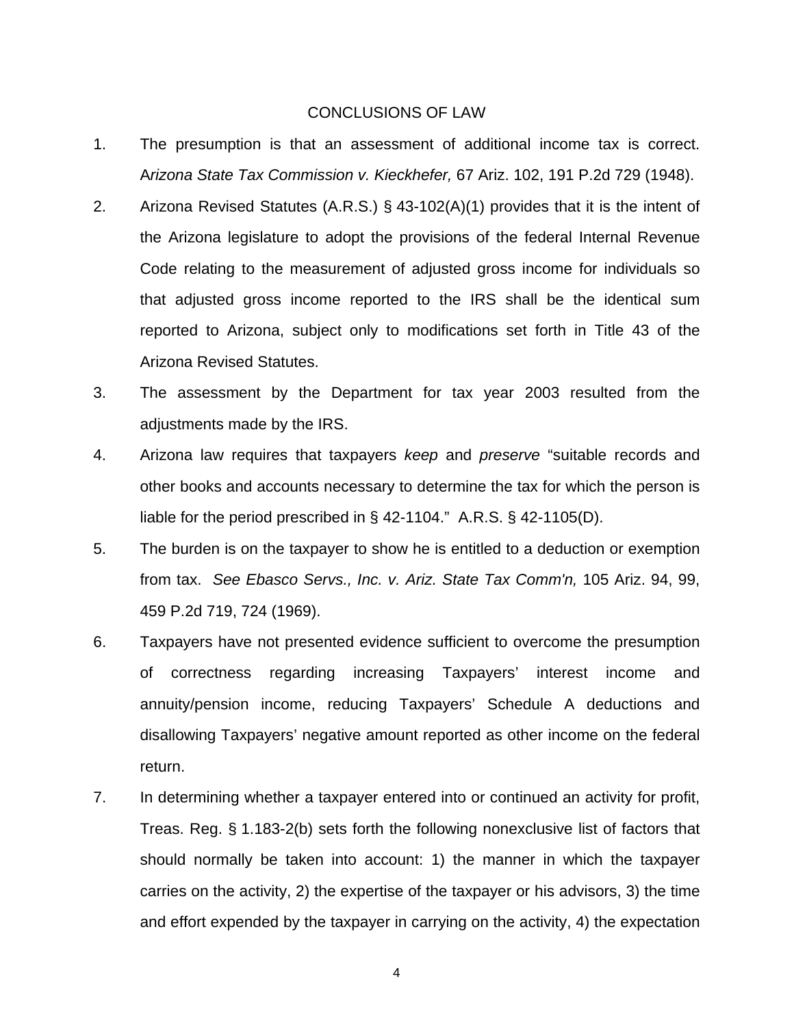# CONCLUSIONS OF LAW

1. The presumption is that an assessment of additional income tax is correct. A*rizona State Tax Commission v. Kieckhefer,* 67 Ariz. 102, 191 P.2d 729 (1948).
2. Arizona Revised Statutes (A.R.S.) § 43-102(A)(1) provides that it is the intent of the Arizona legislature to adopt the provisions of the federal Internal Revenue Code relating to the measurement of adjusted gross income for individuals so that adjusted gross income reported to the IRS shall be the identical sum reported to Arizona, subject only to modifications set forth in Title 43 of the Arizona Revised Statutes.
3. The assessment by the Department for tax year 2003 resulted from the adjustments made by the IRS.
4. Arizona law requires that taxpayers *keep* and *preserve* "suitable records and other books and accounts necessary to determine the tax for which the person is liable for the period prescribed in § 42-1104." A.R.S. § 42-1105(D).
5. The burden is on the taxpayer to show he is entitled to a deduction or exemption from tax. *See Ebasco Servs., Inc. v. Ariz. State Tax Comm'n,* 105 Ariz. 94, 99, 459 P.2d 719, 724 (1969).
6. Taxpayers have not presented evidence sufficient to overcome the presumption of correctness regarding increasing Taxpayers' interest income and annuity/pension income, reducing Taxpayers' Schedule A deductions and disallowing Taxpayers' negative amount reported as other income on the federal return.
7. In determining whether a taxpayer entered into or continued an activity for profit, Treas. Reg. § 1.183-2(b) sets forth the following nonexclusive list of factors that should normally be taken into account: 1) the manner in which the taxpayer carries on the activity, 2) the expertise of the taxpayer or his advisors, 3) the time and effort expended by the taxpayer in carrying on the activity, 4) the expectation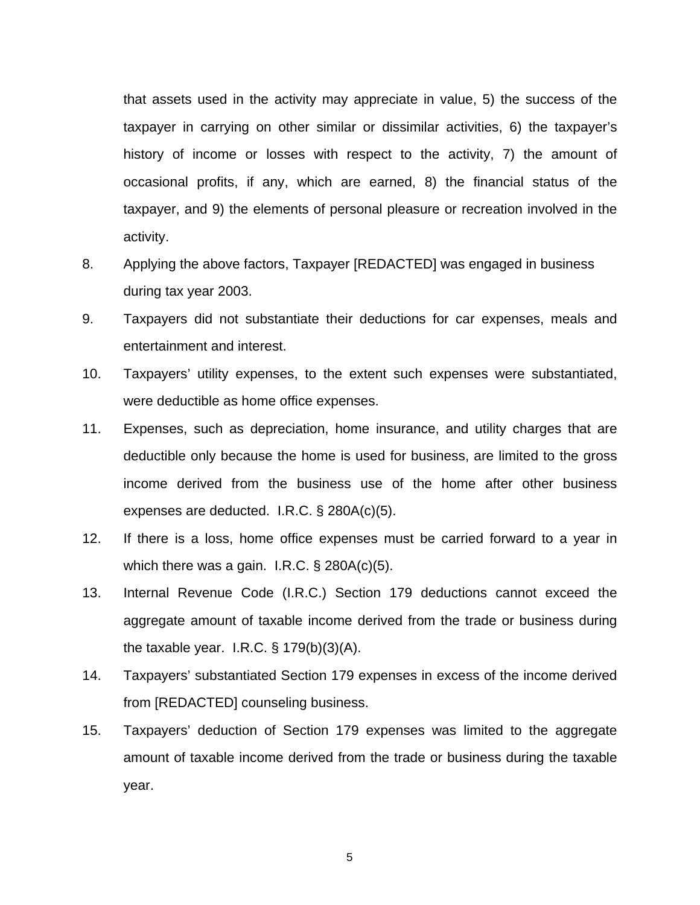that assets used in the activity may appreciate in value, 5) the success of the taxpayer in carrying on other similar or dissimilar activities, 6) the taxpayer's history of income or losses with respect to the activity, 7) the amount of occasional profits, if any, which are earned, 8) the financial status of the taxpayer, and 9) the elements of personal pleasure or recreation involved in the activity.

8. Applying the above factors, Taxpayer [REDACTED] was engaged in business during tax year 2003.

9. Taxpayers did not substantiate their deductions for car expenses, meals and entertainment and interest.

10. Taxpayers' utility expenses, to the extent such expenses were substantiated, were deductible as home office expenses.

11. Expenses, such as depreciation, home insurance, and utility charges that are deductible only because the home is used for business, are limited to the gross income derived from the business use of the home after other business expenses are deducted. I.R.C. § 280A(c)(5).

12. If there is a loss, home office expenses must be carried forward to a year in which there was a gain. I.R.C. § 280A(c)(5).

13. Internal Revenue Code (I.R.C.) Section 179 deductions cannot exceed the aggregate amount of taxable income derived from the trade or business during the taxable year. I.R.C. § 179(b)(3)(A).

14. Taxpayers' substantiated Section 179 expenses in excess of the income derived from [REDACTED] counseling business.

15. Taxpayers' deduction of Section 179 expenses was limited to the aggregate amount of taxable income derived from the trade or business during the taxable year.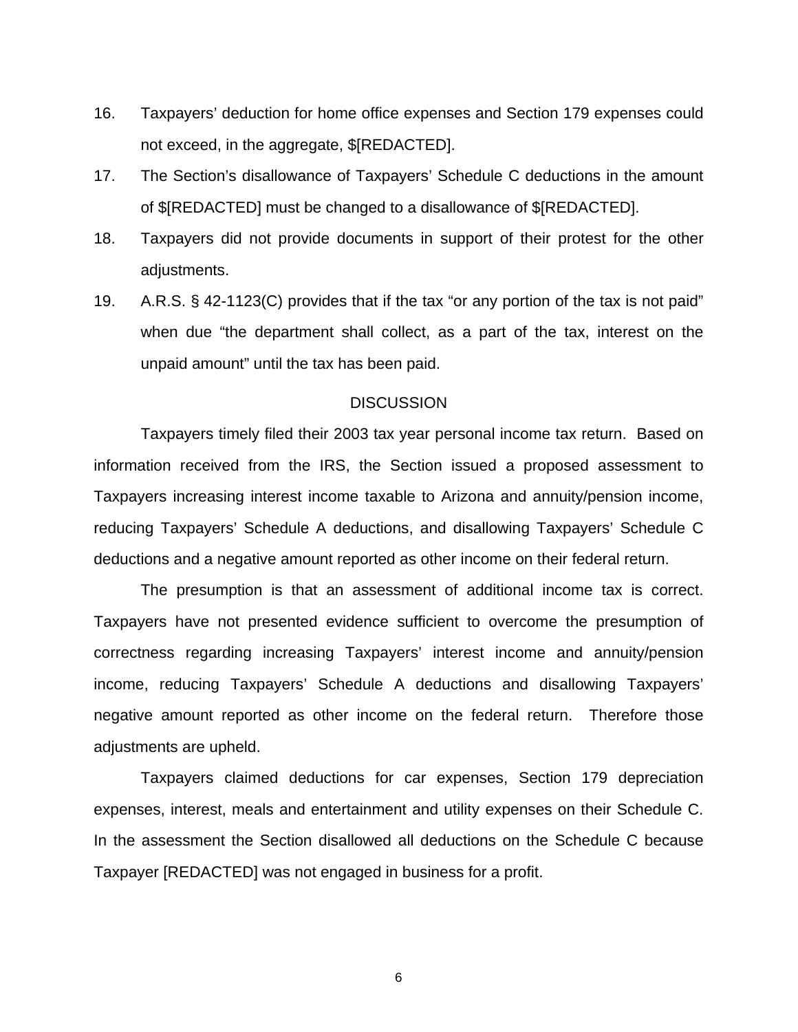16. Taxpayers' deduction for home office expenses and Section 179 expenses could not exceed, in the aggregate, $[REDACTED].

17. The Section's disallowance of Taxpayers' Schedule C deductions in the amount of $[REDACTED] must be changed to a disallowance of $[REDACTED].

18. Taxpayers did not provide documents in support of their protest for the other adjustments.

19. A.R.S. § 42-1123(C) provides that if the tax "or any portion of the tax is not paid" when due "the department shall collect, as a part of the tax, interest on the unpaid amount" until the tax has been paid.

DISCUSSION

Taxpayers timely filed their 2003 tax year personal income tax return. Based on information received from the IRS, the Section issued a proposed assessment to Taxpayers increasing interest income taxable to Arizona and annuity/pension income, reducing Taxpayers' Schedule A deductions, and disallowing Taxpayers' Schedule C deductions and a negative amount reported as other income on their federal return.

The presumption is that an assessment of additional income tax is correct. Taxpayers have not presented evidence sufficient to overcome the presumption of correctness regarding increasing Taxpayers' interest income and annuity/pension income, reducing Taxpayers' Schedule A deductions and disallowing Taxpayers' negative amount reported as other income on the federal return. Therefore those adjustments are upheld.

Taxpayers claimed deductions for car expenses, Section 179 depreciation expenses, interest, meals and entertainment and utility expenses on their Schedule C. In the assessment the Section disallowed all deductions on the Schedule C because Taxpayer [REDACTED] was not engaged in business for a profit.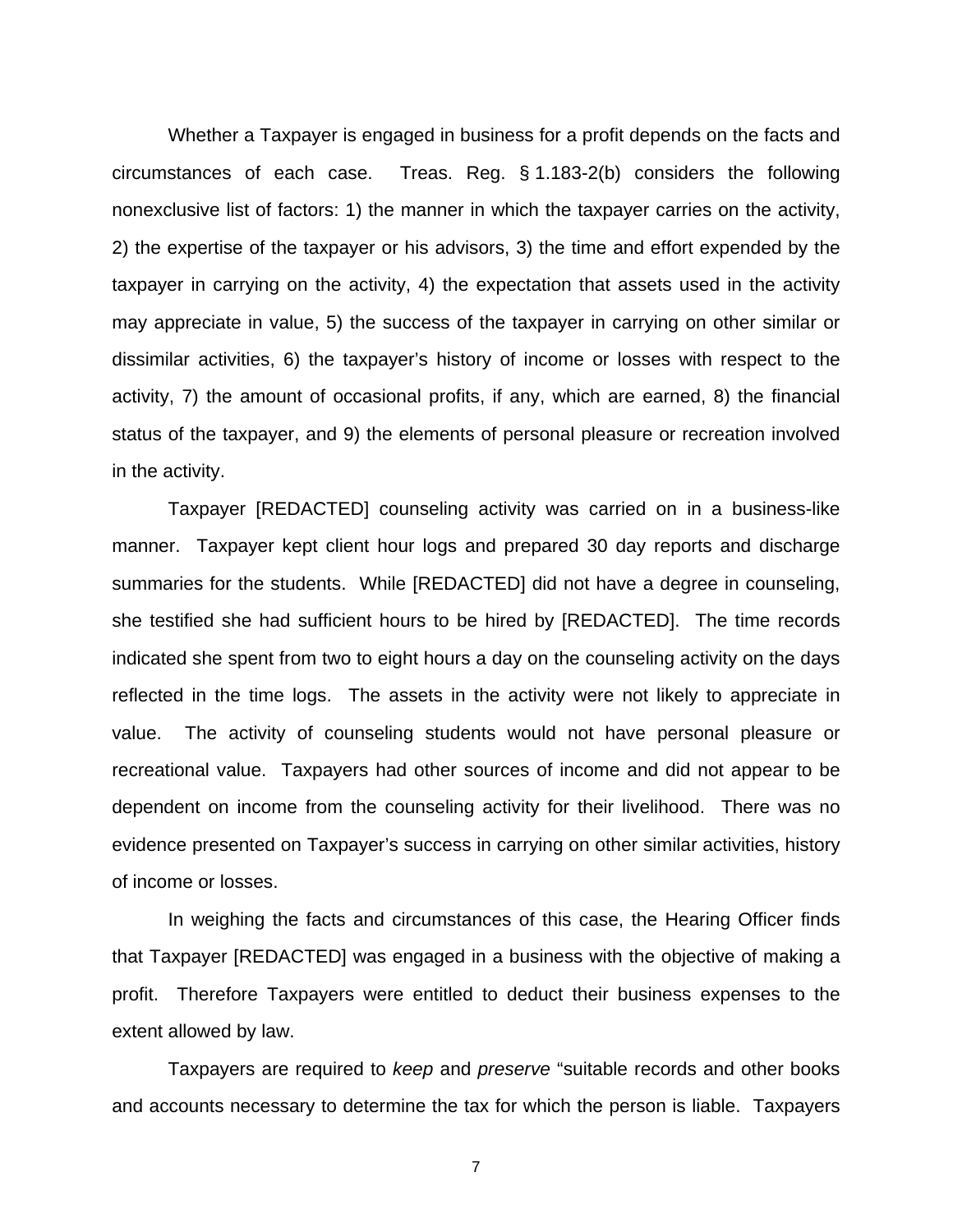Whether a Taxpayer is engaged in business for a profit depends on the facts and circumstances of each case. Treas. Reg. § 1.183-2(b) considers the following nonexclusive list of factors: 1) the manner in which the taxpayer carries on the activity, 2) the expertise of the taxpayer or his advisors, 3) the time and effort expended by the taxpayer in carrying on the activity, 4) the expectation that assets used in the activity may appreciate in value, 5) the success of the taxpayer in carrying on other similar or dissimilar activities, 6) the taxpayer's history of income or losses with respect to the activity, 7) the amount of occasional profits, if any, which are earned, 8) the financial status of the taxpayer, and 9) the elements of personal pleasure or recreation involved in the activity.

Taxpayer [REDACTED] counseling activity was carried on in a business-like manner. Taxpayer kept client hour logs and prepared 30 day reports and discharge summaries for the students. While [REDACTED] did not have a degree in counseling, she testified she had sufficient hours to be hired by [REDACTED]. The time records indicated she spent from two to eight hours a day on the counseling activity on the days reflected in the time logs. The assets in the activity were not likely to appreciate in value. The activity of counseling students would not have personal pleasure or recreational value. Taxpayers had other sources of income and did not appear to be dependent on income from the counseling activity for their livelihood. There was no evidence presented on Taxpayer's success in carrying on other similar activities, history of income or losses.

In weighing the facts and circumstances of this case, the Hearing Officer finds that Taxpayer [REDACTED] was engaged in a business with the objective of making a profit. Therefore Taxpayers were entitled to deduct their business expenses to the extent allowed by law.

Taxpayers are required to *keep* and *preserve* "suitable records and other books and accounts necessary to determine the tax for which the person is liable. Taxpayers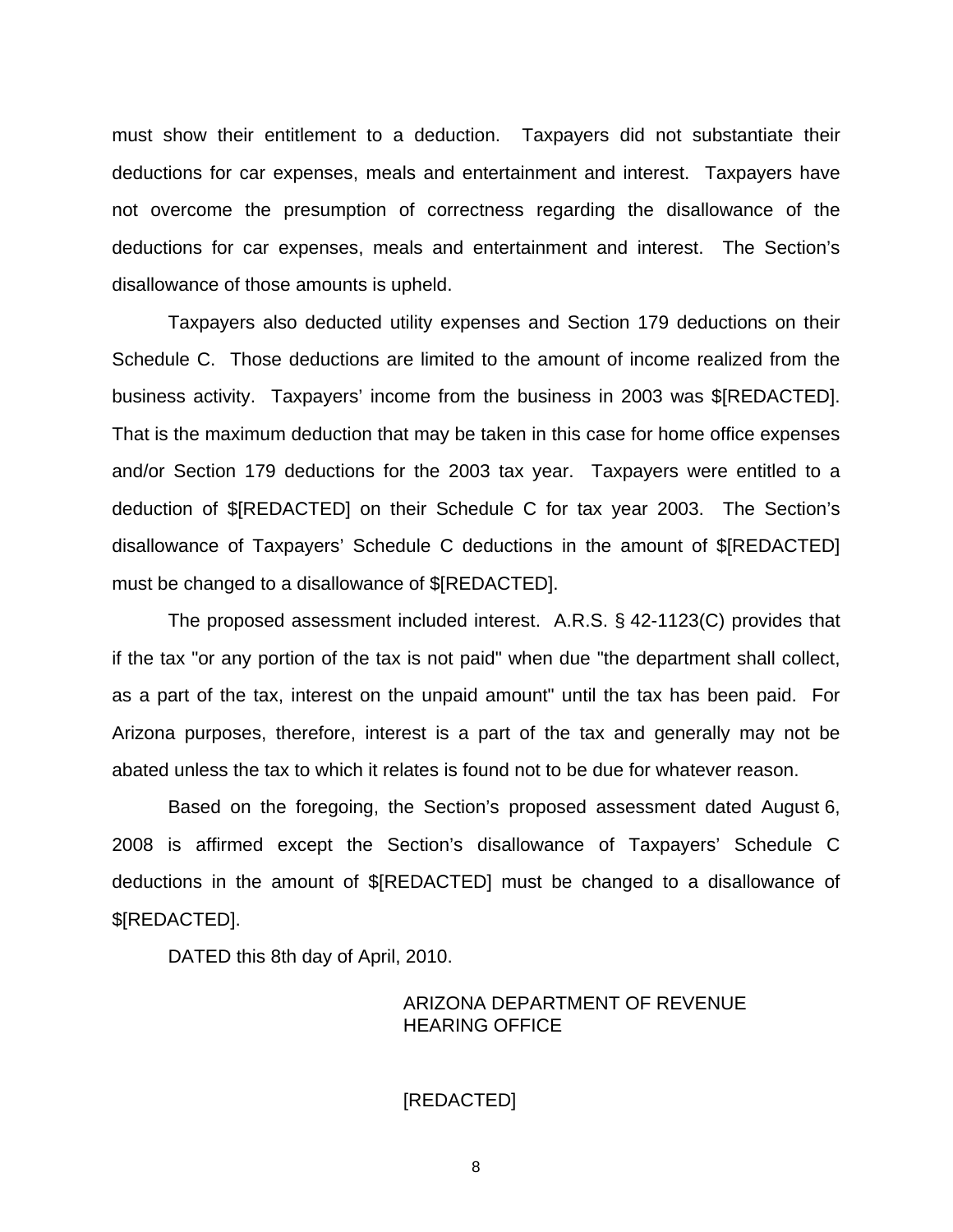must show their entitlement to a deduction. Taxpayers did not substantiate their deductions for car expenses, meals and entertainment and interest. Taxpayers have not overcome the presumption of correctness regarding the disallowance of the deductions for car expenses, meals and entertainment and interest. The Section's disallowance of those amounts is upheld.

Taxpayers also deducted utility expenses and Section 179 deductions on their Schedule C. Those deductions are limited to the amount of income realized from the business activity. Taxpayers' income from the business in 2003 was $[REDACTED]. That is the maximum deduction that may be taken in this case for home office expenses and/or Section 179 deductions for the 2003 tax year. Taxpayers were entitled to a deduction of $[REDACTED] on their Schedule C for tax year 2003. The Section's disallowance of Taxpayers' Schedule C deductions in the amount of $[REDACTED] must be changed to a disallowance of $[REDACTED].

The proposed assessment included interest. A.R.S. § 42-1123(C) provides that if the tax "or any portion of the tax is not paid" when due "the department shall collect, as a part of the tax, interest on the unpaid amount" until the tax has been paid. For Arizona purposes, therefore, interest is a part of the tax and generally may not be abated unless the tax to which it relates is found not to be due for whatever reason.

Based on the foregoing, the Section's proposed assessment dated August 6, 2008 is affirmed except the Section's disallowance of Taxpayers' Schedule C deductions in the amount of $[REDACTED] must be changed to a disallowance of $[REDACTED].

DATED this 8th day of April, 2010.

ARIZONA DEPARTMENT OF REVENUE
HEARING OFFICE

[REDACTED]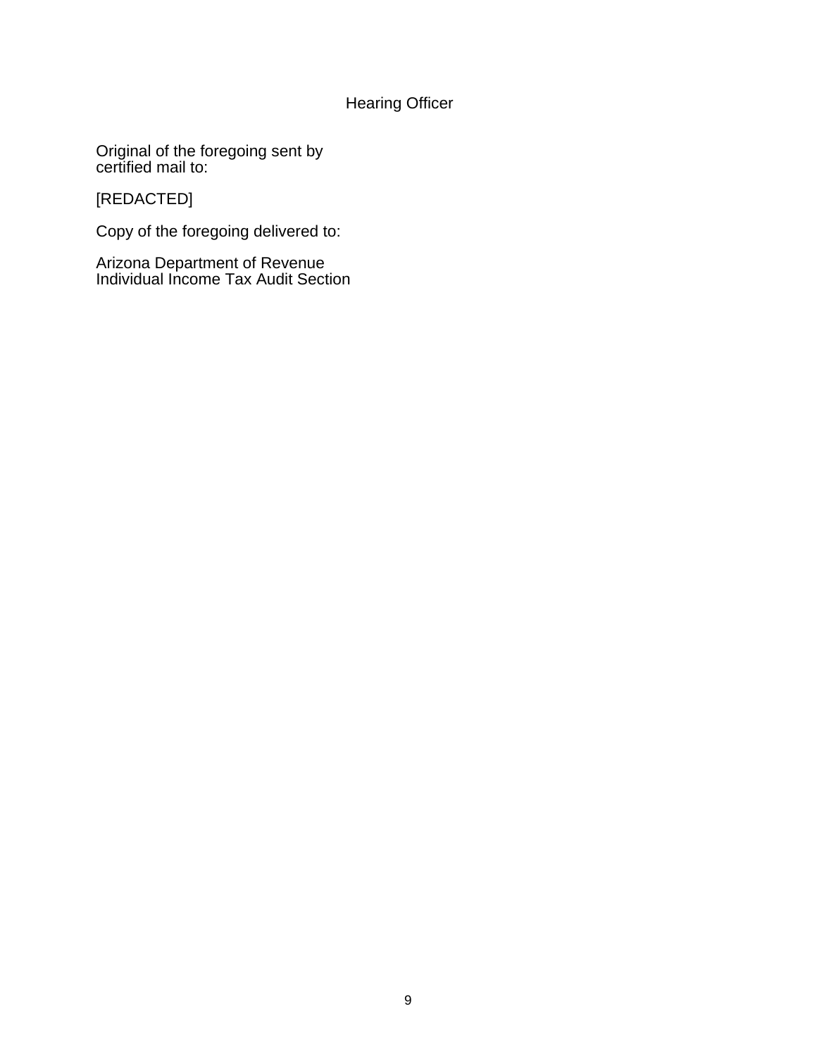Hearing Officer

Original of the foregoing sent by
certified mail to:

[REDACTED]

Copy of the foregoing delivered to:

Arizona Department of Revenue
Individual Income Tax Audit Section